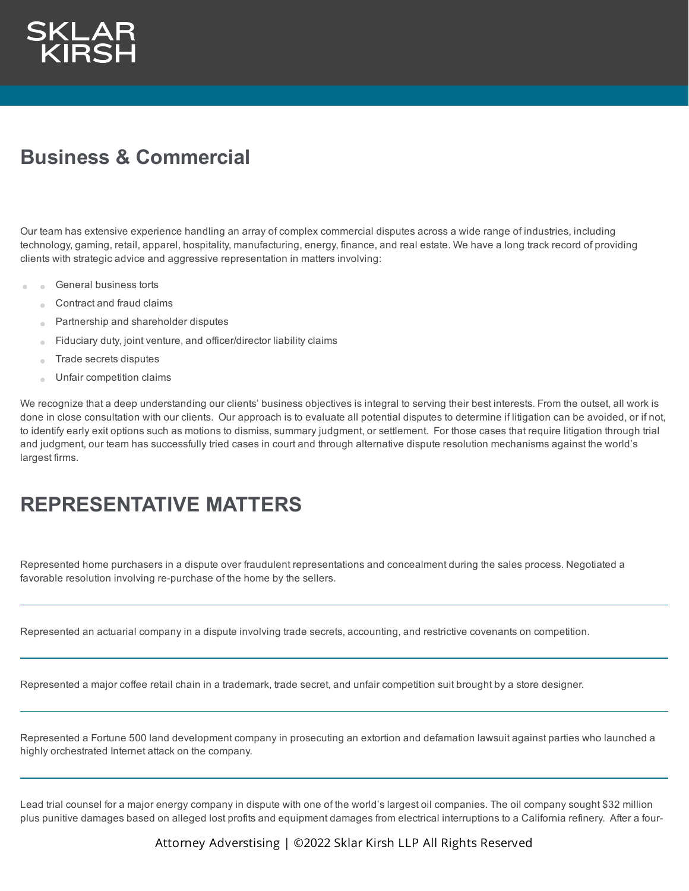SKLAR KIRSH

# Business & Commercial

Our team has extensive experience handling an array of complex commercial disputes across a wide range of industries, including technology, gaming, retail, apparel, hospitality, manufacturing, energy, finance, and real estate. We have a long track record of providing clients with strategic advice and aggressive representation in matters involving:

- General business torts
- Contract and fraud claims
- Partnership and shareholder disputes
- Fiduciary duty, joint venture, and officer/director liability claims
- Trade secrets disputes
- Unfair competition claims

We recognize that a deep understanding our clients' business objectives is integral to serving their best interests. From the outset, all work is done in close consultation with our clients. Our approach is to evaluate all potential disputes to determine if litigation can be avoided, or if not, to identify early exit options such as motions to dismiss, summary judgment, or settlement. For those cases that require litigation through trial and judgment, our team has successfully tried cases in court and through alternative dispute resolution mechanisms against the world's largest firms.

## REPRESENTATIVE MATTERS

Represented home purchasers in a dispute over fraudulent representations and concealment during the sales process. Negotiated a favorable resolution involving re-purchase of the home by the sellers.

---

Represented an actuarial company in a dispute involving trade secrets, accounting, and restrictive covenants on competition.

---

Represented a major coffee retail chain in a trademark, trade secret, and unfair competition suit brought by a store designer.

---

Represented a Fortune 500 land development company in prosecuting an extortion and defamation lawsuit against parties who launched a highly orchestrated Internet attack on the company.

---

Lead trial counsel for a major energy company in dispute with one of the world's largest oil companies. The oil company sought $32 million plus punitive damages based on alleged lost profits and equipment damages from electrical interruptions to a California refinery. After a four-

Attorney Adverstising | ©2022 Sklar Kirsh LLP All Rights Reserved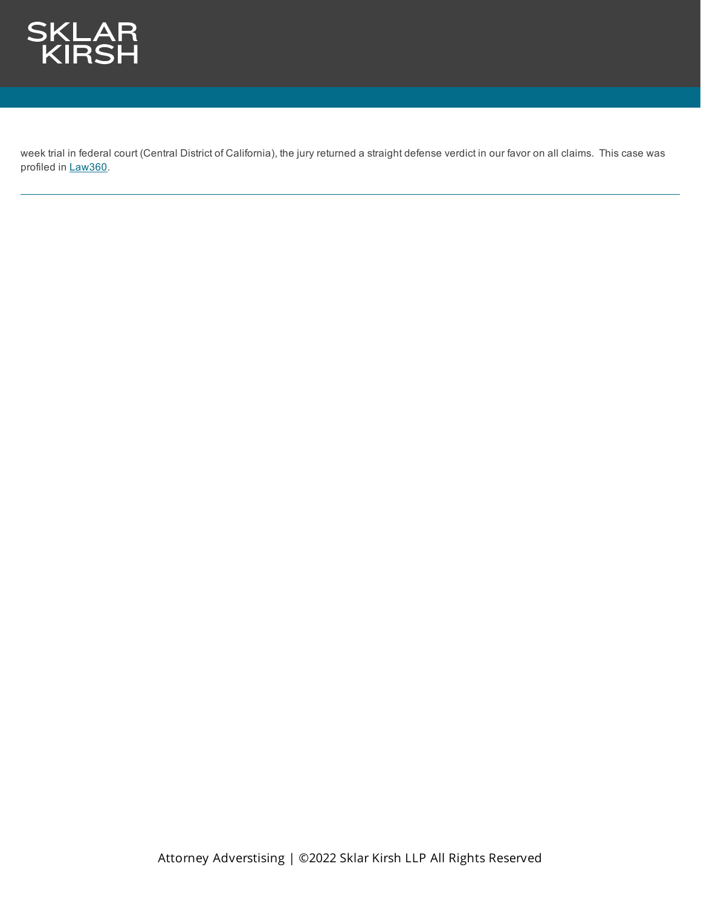week trial in federal court (Central District of California), the jury returned a straight defense verdict in our favor on all claims.  This case was profiled in Law360.

---

Attorney Adverstising | ©2022 Sklar Kirsh LLP All Rights Reserved